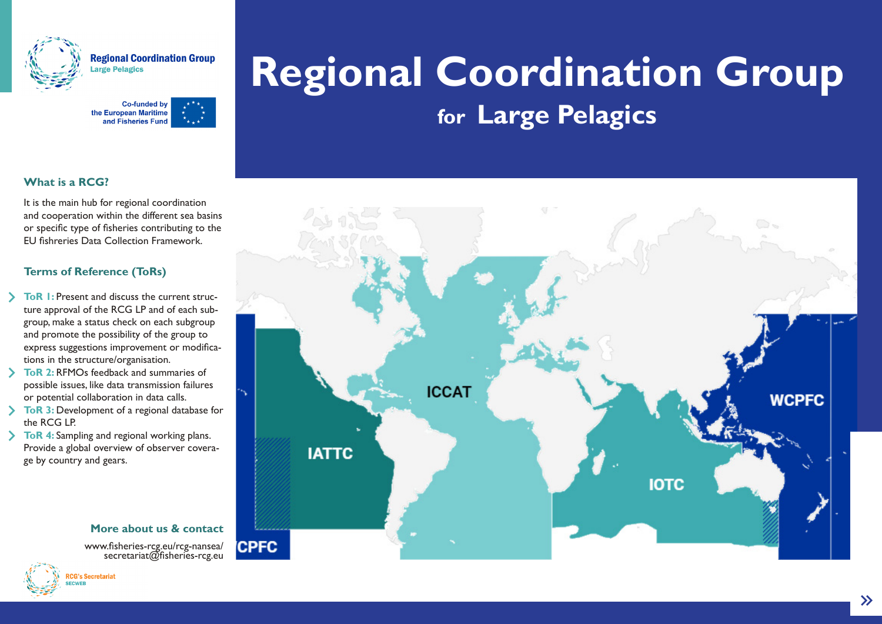Regional Coordination Group
Large Pelagics

Co-funded by the European Maritime and Fisheries Fund

# Regional Coordination Group

## for Large Pelagics

### What is a RCG?

It is the main hub for regional coordination and cooperation within the different sea basins or specific type of fisheries contributing to the EU fishreries Data Collection Framework.

### Terms of Reference (ToRs)

- **ToR 1:** Present and discuss the current structure approval of the RCG LP and of each subgroup, make a status check on each subgroup and promote the possibility of the group to express suggestions improvement or modifications in the structure/organisation.
- **ToR 2:** RFMOs feedback and summaries of possible issues, like data transmission failures or potential collaboration in data calls.
- **ToR 3:** Development of a regional database for the RCG LP.
- **ToR 4:** Sampling and regional working plans. Provide a global overview of observer coverage by country and gears.

ICCAT

IATTC

IOTC

WCPFC

CPFC

### More about us & contact

www.fisheries-rcg.eu/rcg-nansea/
secretariat@fisheries-rcg.eu

RCG's Secretariat
SECWEB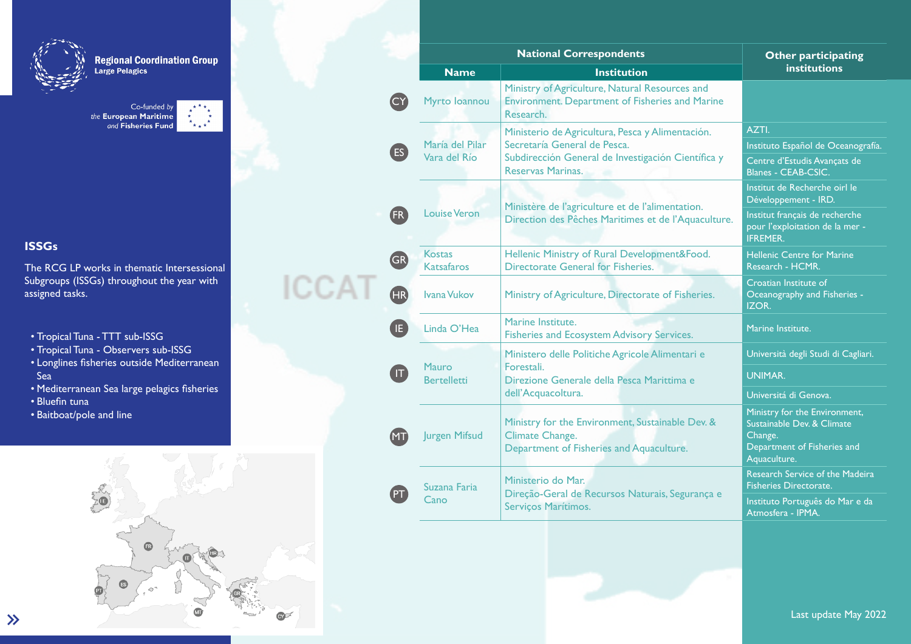**Regional Coordination Group**
**Large Pelagics**

Co-funded by the European Maritime and Fisheries Fund

## ISSGs

The RCG LP works in thematic Intersessional Subgroups (ISSGs) throughout the year with assigned tasks.

- Tropical Tuna - TTT sub-ISSG
- Tropical Tuna - Observers sub-ISSG
- Longlines fisheries outside Mediterranean Sea
- Mediterranean Sea large pelagics fisheries
- Bluefin tuna
- Baitboat/pole and line

ICCAT

| | National Correspondents | | Other participating institutions |
|---|---|---|---|
| | **Name** | **Institution** | |
| CY | Myrto Ioannou | Ministry of Agriculture, Natural Resources and Environment. Department of Fisheries and Marine Research. | |
| ES | María del Pilar Vara del Río | Ministerio de Agricultura, Pesca y Alimentación. Secretaría General de Pesca. Subdirección General de Investigación Científica y Reservas Marinas. | AZTI.<br>Instituto Español de Oceanografía.<br>Centre d'Estudis Avançats de Blanes - CEAB-CSIC. |
| FR | Louise Veron | Ministère de l'agriculture et de l'alimentation. Direction des Pêches Maritimes et de l'Aquaculture. | Institut de Recherche oirl le Développement - IRD.<br>Institut français de recherche pour l'exploitation de la mer - IFREMER. |
| GR | Kostas Katsafaros | Hellenic Ministry of Rural Development&Food. Directorate General for Fisheries. | Hellenic Centre for Marine Research - HCMR. |
| HR | Ivana Vukov | Ministry of Agriculture, Directorate of Fisheries. | Croatian Institute of Oceanography and Fisheries - IZOR. |
| IE | Linda O'Hea | Marine Institute. Fisheries and Ecosystem Advisory Services. | Marine Institute. |
| IT | Mauro Bertelletti | Ministero delle Politiche Agricole Alimentari e Forestali. Direzione Generale della Pesca Marittima e dell'Acquacoltura. | Università degli Studi di Cagliari.<br>UNIMAR.<br>Universitá di Genova. |
| MT | Jurgen Mifsud | Ministry for the Environment, Sustainable Dev. & Climate Change. Department of Fisheries and Aquaculture. | Ministry for the Environment, Sustainable Dev. & Climate Change. Department of Fisheries and Aquaculture. |
| PT | Suzana Faria Cano | Ministerio do Mar. Direção-Geral de Recursos Naturais, Segurança e Serviços Marítimos. | Research Service of the Madeira Fisheries Directorate.<br>Instituto Português do Mar e da Atmosfera - IPMA. |

Last update May 2022